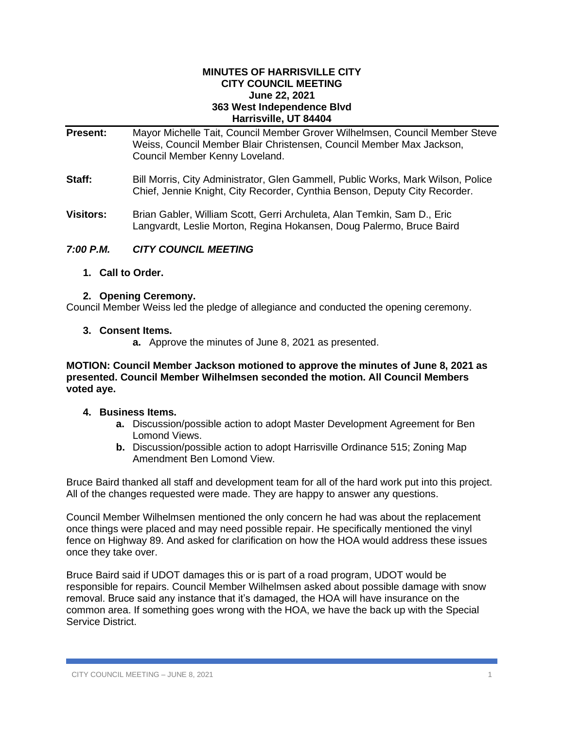# MINUTES OF HARRISVILLE CITY
## CITY COUNCIL MEETING
### June 22, 2021
### 363 West Independence Blvd
### Harrisville, UT 84404

**Present:** Mayor Michelle Tait, Council Member Grover Wilhelmsen, Council Member Steve Weiss, Council Member Blair Christensen, Council Member Max Jackson, Council Member Kenny Loveland.

**Staff:** Bill Morris, City Administrator, Glen Gammell, Public Works, Mark Wilson, Police Chief, Jennie Knight, City Recorder, Cynthia Benson, Deputy City Recorder.

**Visitors:** Brian Gabler, William Scott, Gerri Archuleta, Alan Temkin, Sam D., Eric Langvardt, Leslie Morton, Regina Hokansen, Doug Palermo, Bruce Baird

***7:00 P.M. CITY COUNCIL MEETING***

1. **Call to Order.**

2. **Opening Ceremony.**

Council Member Weiss led the pledge of allegiance and conducted the opening ceremony.

3. **Consent Items.**
   - **a.** Approve the minutes of June 8, 2021 as presented.

**MOTION: Council Member Jackson motioned to approve the minutes of June 8, 2021 as presented. Council Member Wilhelmsen seconded the motion. All Council Members voted aye.**

4. **Business Items.**
   - **a.** Discussion/possible action to adopt Master Development Agreement for Ben Lomond Views.
   - **b.** Discussion/possible action to adopt Harrisville Ordinance 515; Zoning Map Amendment Ben Lomond View.

Bruce Baird thanked all staff and development team for all of the hard work put into this project. All of the changes requested were made. They are happy to answer any questions.

Council Member Wilhelmsen mentioned the only concern he had was about the replacement once things were placed and may need possible repair. He specifically mentioned the vinyl fence on Highway 89. And asked for clarification on how the HOA would address these issues once they take over.

Bruce Baird said if UDOT damages this or is part of a road program, UDOT would be responsible for repairs. Council Member Wilhelmsen asked about possible damage with snow removal. Bruce said any instance that it's damaged, the HOA will have insurance on the common area. If something goes wrong with the HOA, we have the back up with the Special Service District.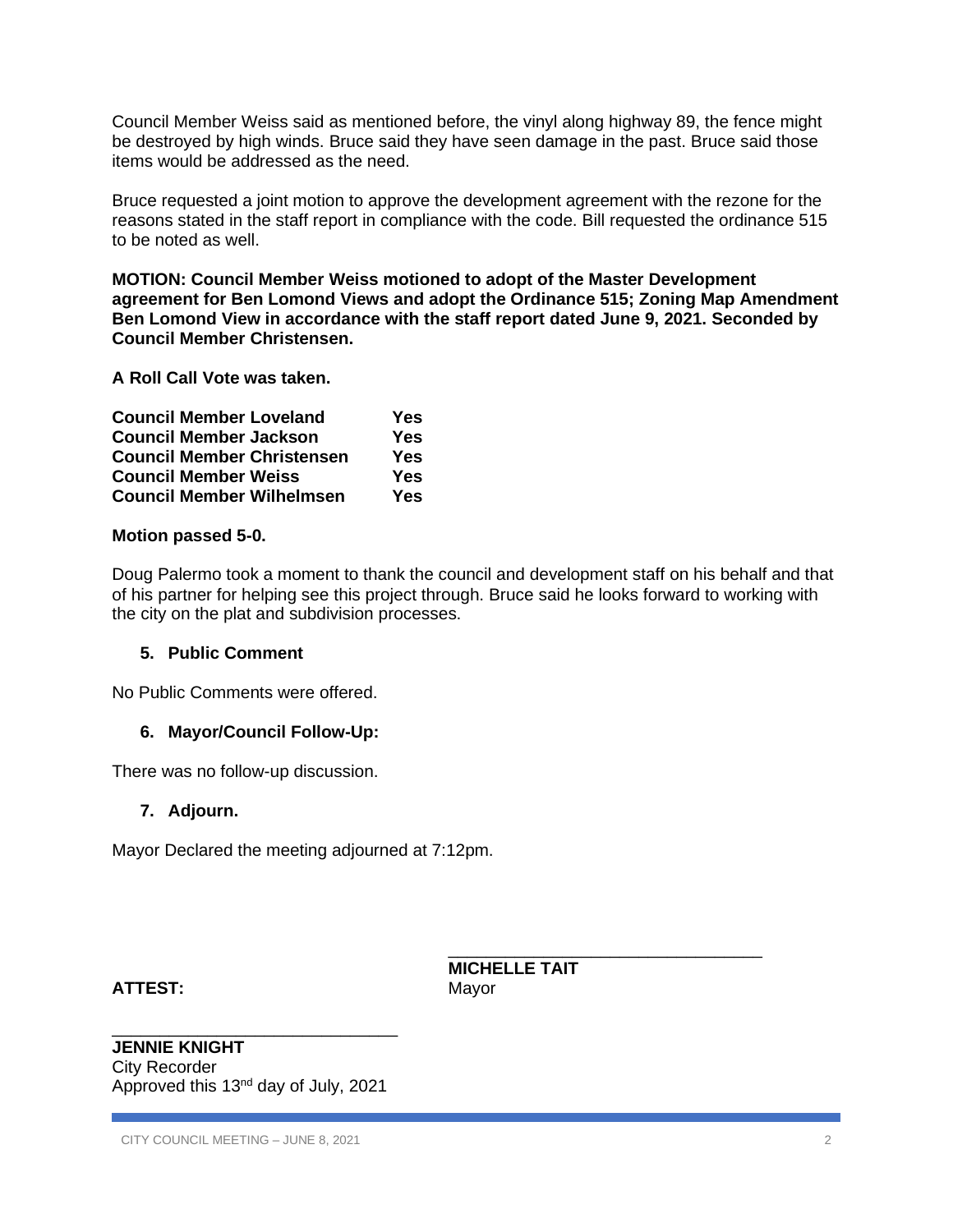Council Member Weiss said as mentioned before, the vinyl along highway 89, the fence might be destroyed by high winds. Bruce said they have seen damage in the past. Bruce said those items would be addressed as the need.

Bruce requested a joint motion to approve the development agreement with the rezone for the reasons stated in the staff report in compliance with the code. Bill requested the ordinance 515 to be noted as well.

**MOTION: Council Member Weiss motioned to adopt of the Master Development agreement for Ben Lomond Views and adopt the Ordinance 515; Zoning Map Amendment Ben Lomond View in accordance with the staff report dated June 9, 2021. Seconded by Council Member Christensen.**

**A Roll Call Vote was taken.**

| | |
|---|---|
| **Council Member Loveland** | **Yes** |
| **Council Member Jackson** | **Yes** |
| **Council Member Christensen** | **Yes** |
| **Council Member Weiss** | **Yes** |
| **Council Member Wilhelmsen** | **Yes** |

**Motion passed 5-0.**

Doug Palermo took a moment to thank the council and development staff on his behalf and that of his partner for helping see this project through. Bruce said he looks forward to working with the city on the plat and subdivision processes.

### 5. Public Comment

No Public Comments were offered.

### 6. Mayor/Council Follow-Up:

There was no follow-up discussion.

### 7. Adjourn.

Mayor Declared the meeting adjourned at 7:12pm.

\_\_\_\_\_\_\_\_\_\_\_\_\_\_\_\_\_\_\_\_\_\_\_\_\_\_\_\_\_\_\_\_\_\_
**MICHELLE TAIT**
Mayor

**ATTEST:**

\_\_\_\_\_\_\_\_\_\_\_\_\_\_\_\_\_\_\_\_\_\_\_\_\_\_\_\_\_\_\_
**JENNIE KNIGHT**
City Recorder
Approved this 13nd day of July, 2021